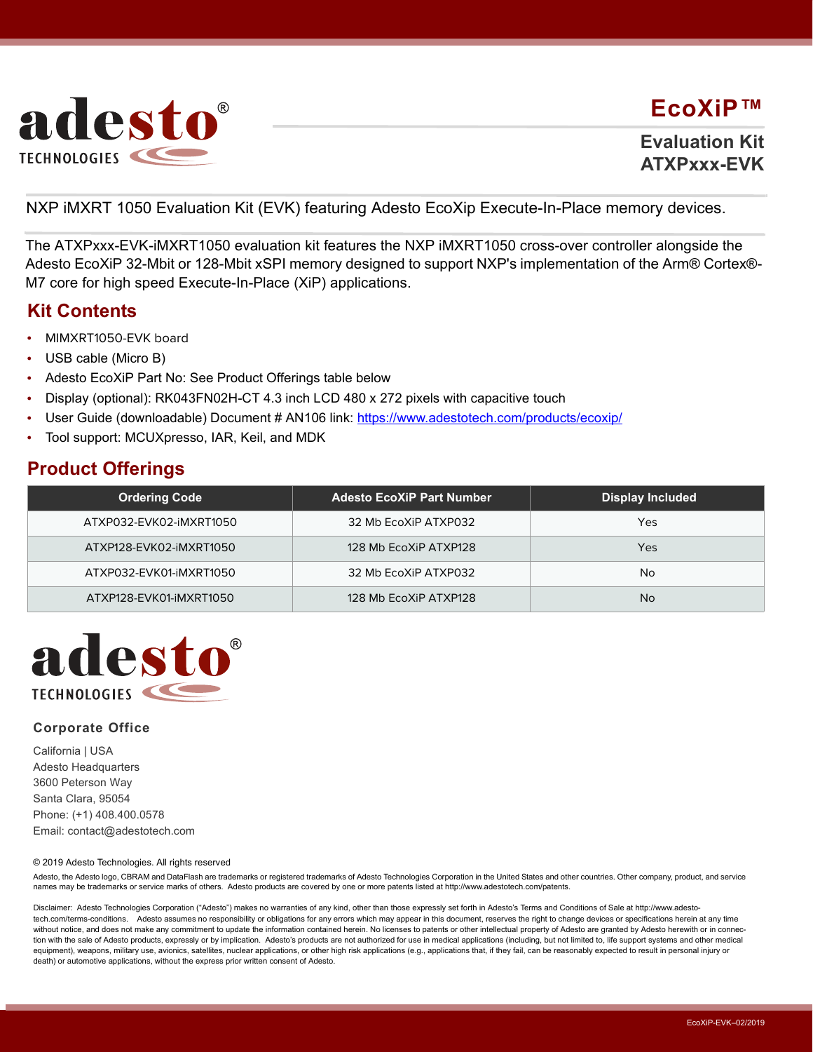adesto® TECHNOLOGIES

# EcoXiP™

## Evaluation Kit ATXPxxx-EVK

NXP iMXRT 1050 Evaluation Kit (EVK) featuring Adesto EcoXip Execute-In-Place memory devices.

The ATXPxxx-EVK-iMXRT1050 evaluation kit features the NXP iMXRT1050 cross-over controller alongside the Adesto EcoXiP 32-Mbit or 128-Mbit xSPI memory designed to support NXP's implementation of the Arm® Cortex®-M7 core for high speed Execute-In-Place (XiP) applications.

## Kit Contents

- MIMXRT1050-EVK board
- USB cable (Micro B)
- Adesto EcoXiP Part No: See Product Offerings table below
- Display (optional): RK043FN02H-CT 4.3 inch LCD 480 x 272 pixels with capacitive touch
- User Guide (downloadable) Document # AN106 link: https://www.adestotech.com/products/ecoxip/
- Tool support: MCUXpresso, IAR, Keil, and MDK

## Product Offerings

| Ordering Code | Adesto EcoXiP Part Number | Display Included |
|---|---|---|
| ATXP032-EVK02-iMXRT1050 | 32 Mb EcoXiP ATXP032 | Yes |
| ATXP128-EVK02-iMXRT1050 | 128 Mb EcoXiP ATXP128 | Yes |
| ATXP032-EVK01-iMXRT1050 | 32 Mb EcoXiP ATXP032 | No |
| ATXP128-EVK01-iMXRT1050 | 128 Mb EcoXiP ATXP128 | No |

adesto® TECHNOLOGIES

### Corporate Office

California | USA
Adesto Headquarters
3600 Peterson Way
Santa Clara, 95054
Phone: (+1) 408.400.0578
Email: contact@adestotech.com

© 2019 Adesto Technologies. All rights reserved

Adesto, the Adesto logo, CBRAM and DataFlash are trademarks or registered trademarks of Adesto Technologies Corporation in the United States and other countries. Other company, product, and service names may be trademarks or service marks of others. Adesto products are covered by one or more patents listed at http://www.adestotech.com/patents.

Disclaimer: Adesto Technologies Corporation ("Adesto") makes no warranties of any kind, other than those expressly set forth in Adesto's Terms and Conditions of Sale at http://www.adestotech.com/terms-conditions. Adesto assumes no responsibility or obligations for any errors which may appear in this document, reserves the right to change devices or specifications herein at any time without notice, and does not make any commitment to update the information contained herein. No licenses to patents or other intellectual property of Adesto are granted by Adesto herewith or in connection with the sale of Adesto products, expressly or by implication. Adesto's products are not authorized for use in medical applications (including, but not limited to, life support systems and other medical equipment), weapons, military use, avionics, satellites, nuclear applications, or other high risk applications (e.g., applications that, if they fail, can be reasonably expected to result in personal injury or death) or automotive applications, without the express prior written consent of Adesto.

EcoXiP-EVK–02/2019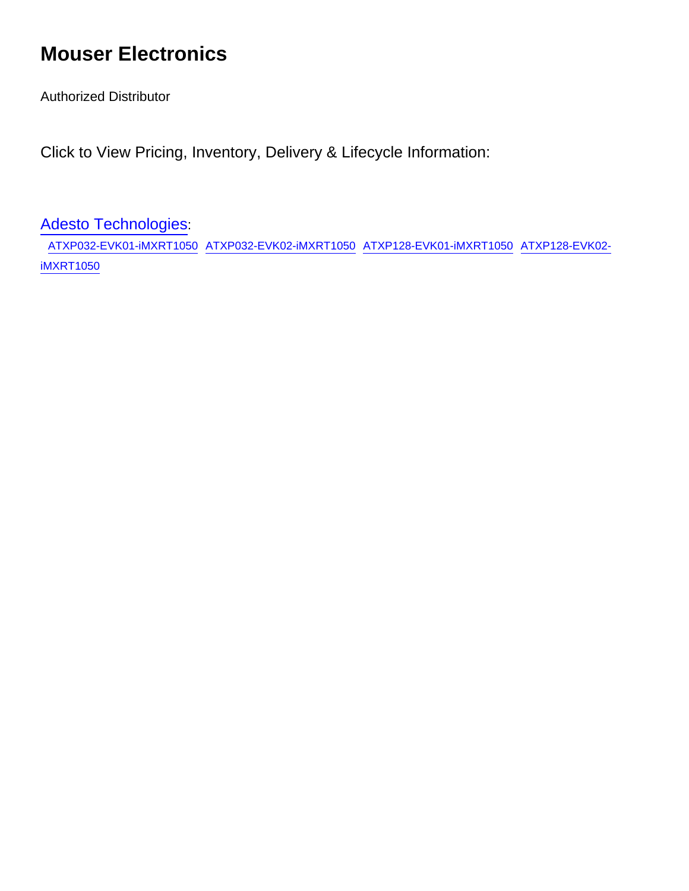# Mouser Electronics

Authorized Distributor

Click to View Pricing, Inventory, Delivery & Lifecycle Information:

Adesto Technologies:

ATXP032-EVK01-iMXRT1050 ATXP032-EVK02-iMXRT1050 ATXP128-EVK01-iMXRT1050 ATXP128-EVK02-iMXRT1050